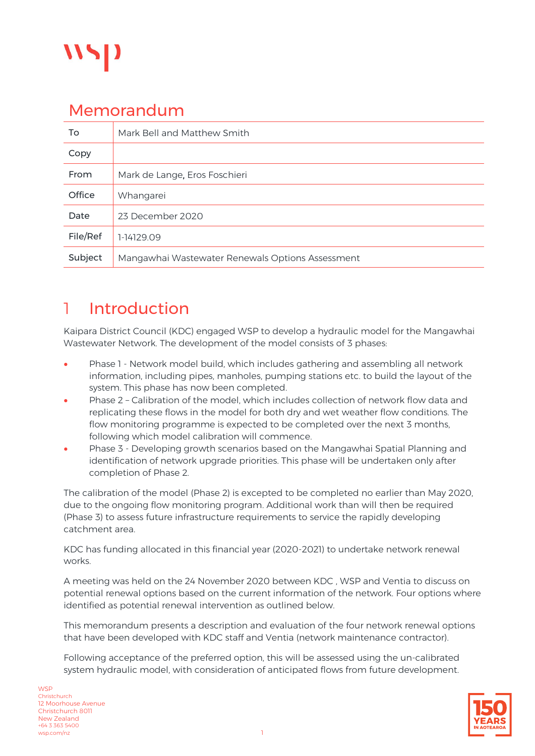# Memorandum

| | |
|---|---|
| To | Mark Bell and Matthew Smith |
| Copy | |
| From | Mark de Lange, Eros Foschieri |
| Office | Whangarei |
| Date | 23 December 2020 |
| File/Ref | 1-14129.09 |
| Subject | Mangawhai Wastewater Renewals Options Assessment |

## 1 Introduction

Kaipara District Council (KDC) engaged WSP to develop a hydraulic model for the Mangawhai Wastewater Network. The development of the model consists of 3 phases:

- Phase 1 - Network model build, which includes gathering and assembling all network information, including pipes, manholes, pumping stations etc. to build the layout of the system. This phase has now been completed.
- Phase 2 – Calibration of the model, which includes collection of network flow data and replicating these flows in the model for both dry and wet weather flow conditions. The flow monitoring programme is expected to be completed over the next 3 months, following which model calibration will commence.
- Phase 3 - Developing growth scenarios based on the Mangawhai Spatial Planning and identification of network upgrade priorities. This phase will be undertaken only after completion of Phase 2.

The calibration of the model (Phase 2) is excepted to be completed no earlier than May 2020, due to the ongoing flow monitoring program. Additional work than will then be required (Phase 3) to assess future infrastructure requirements to service the rapidly developing catchment area.

KDC has funding allocated in this financial year (2020-2021) to undertake network renewal works.

A meeting was held on the 24 November 2020 between KDC , WSP and Ventia to discuss on potential renewal options based on the current information of the network. Four options where identified as potential renewal intervention as outlined below.

This memorandum presents a description and evaluation of the four network renewal options that have been developed with KDC staff and Ventia (network maintenance contractor).

Following acceptance of the preferred option, this will be assessed using the un-calibrated system hydraulic model, with consideration of anticipated flows from future development.

WSP
Christchurch
12 Moorhouse Avenue
Christchurch 8011
New Zealand
+64 3 363 5400
wsp.com/nz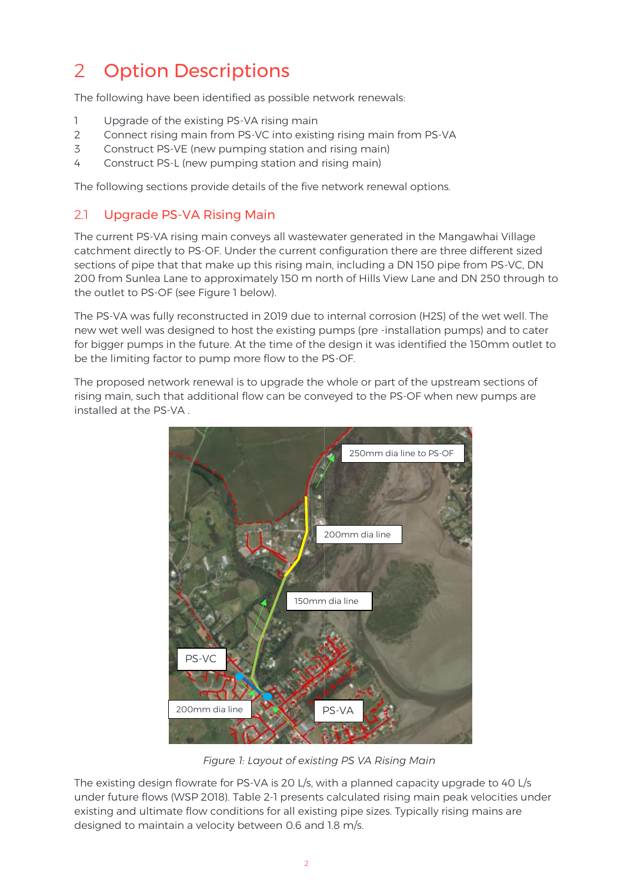# 2 Option Descriptions

The following have been identified as possible network renewals:

1. Upgrade of the existing PS-VA rising main
2. Connect rising main from PS-VC into existing rising main from PS-VA
3. Construct PS-VE (new pumping station and rising main)
4. Construct PS-L (new pumping station and rising main)

The following sections provide details of the five network renewal options.

## 2.1 Upgrade PS-VA Rising Main

The current PS-VA rising main conveys all wastewater generated in the Mangawhai Village catchment directly to PS-OF. Under the current configuration there are three different sized sections of pipe that that make up this rising main, including a DN 150 pipe from PS-VC, DN 200 from Sunlea Lane to approximately 150 m north of Hills View Lane and DN 250 through to the outlet to PS-OF (see Figure 1 below).

The PS-VA was fully reconstructed in 2019 due to internal corrosion ($H_2S$) of the wet well. The new wet well was designed to host the existing pumps (pre -installation pumps) and to cater for bigger pumps in the future. At the time of the design it was identified the 150mm outlet to be the limiting factor to pump more flow to the PS-OF.

The proposed network renewal is to upgrade the whole or part of the upstream sections of rising main, such that additional flow can be conveyed to the PS-OF when new pumps are installed at the PS-VA .

250mm dia line to PS-OF

200mm dia line

150mm dia line

PS-VC

200mm dia line

PS-VA

*Figure 1: Layout of existing PS VA Rising Main*

The existing design flowrate for PS-VA is 20 L/s, with a planned capacity upgrade to 40 L/s under future flows (WSP 2018). Table 2-1 presents calculated rising main peak velocities under existing and ultimate flow conditions for all existing pipe sizes. Typically rising mains are designed to maintain a velocity between 0.6 and 1.8 m/s.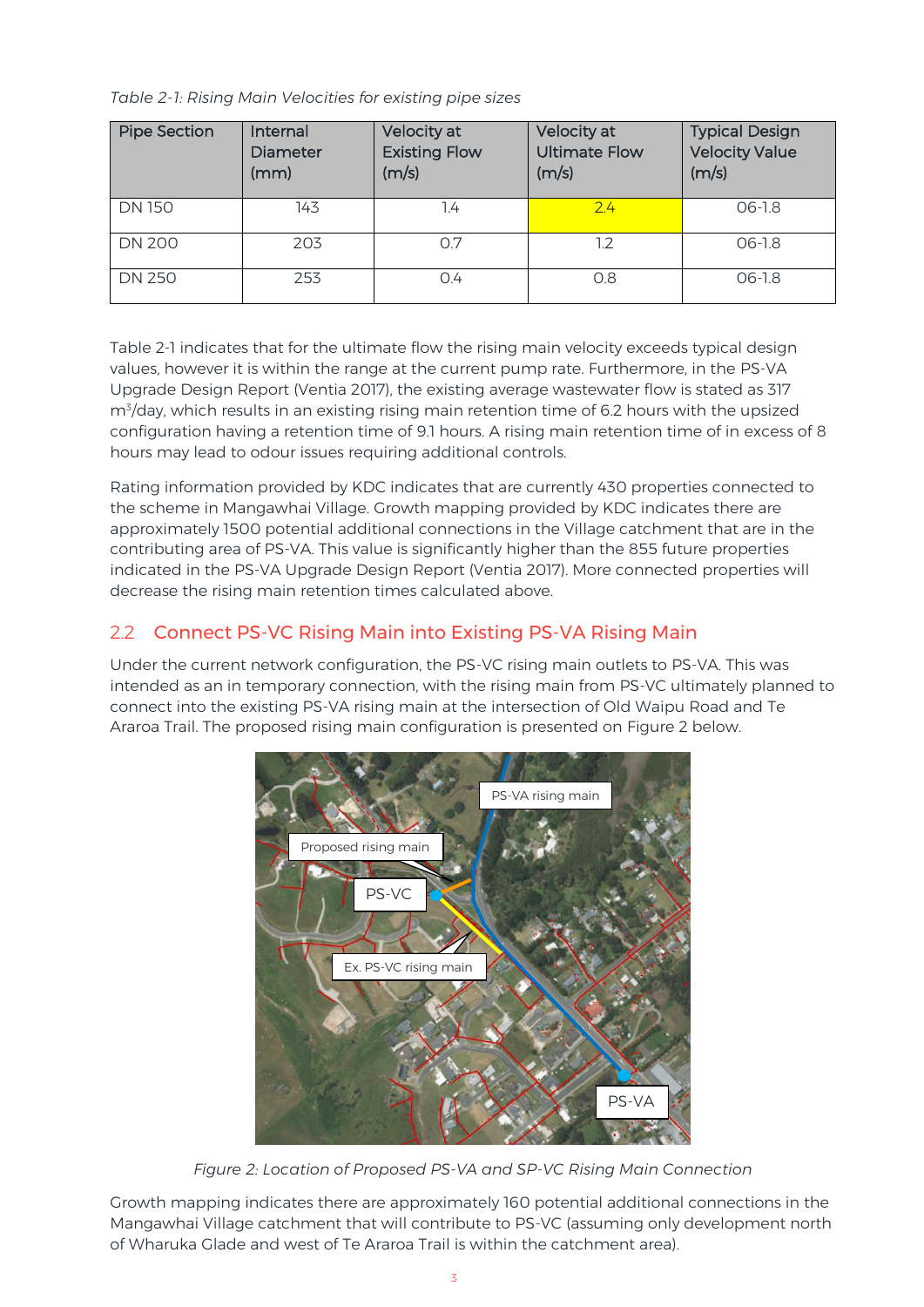*Table 2-1: Rising Main Velocities for existing pipe sizes*

| Pipe Section | Internal Diameter (mm) | Velocity at Existing Flow (m/s) | Velocity at Ultimate Flow (m/s) | Typical Design Velocity Value (m/s) |
|---|---|---|---|---|
| DN 150 | 143 | 1.4 | 2.4 | 06-1.8 |
| DN 200 | 203 | 0.7 | 1.2 | 06-1.8 |
| DN 250 | 253 | 0.4 | 0.8 | 06-1.8 |

Table 2-1 indicates that for the ultimate flow the rising main velocity exceeds typical design values, however it is within the range at the current pump rate. Furthermore, in the PS-VA Upgrade Design Report (Ventia 2017), the existing average wastewater flow is stated as 317 $m^3$/day, which results in an existing rising main retention time of 6.2 hours with the upsized configuration having a retention time of 9.1 hours. A rising main retention time of in excess of 8 hours may lead to odour issues requiring additional controls.

Rating information provided by KDC indicates that are currently 430 properties connected to the scheme in Mangawhai Village. Growth mapping provided by KDC indicates there are approximately 1500 potential additional connections in the Village catchment that are in the contributing area of PS-VA. This value is significantly higher than the 855 future properties indicated in the PS-VA Upgrade Design Report (Ventia 2017). More connected properties will decrease the rising main retention times calculated above.

## 2.2 Connect PS-VC Rising Main into Existing PS-VA Rising Main

Under the current network configuration, the PS-VC rising main outlets to PS-VA. This was intended as an in temporary connection, with the rising main from PS-VC ultimately planned to connect into the existing PS-VA rising main at the intersection of Old Waipu Road and Te Araroa Trail. The proposed rising main configuration is presented on Figure 2 below.

*Figure 2: Location of Proposed PS-VA and SP-VC Rising Main Connection*

Growth mapping indicates there are approximately 160 potential additional connections in the Mangawhai Village catchment that will contribute to PS-VC (assuming only development north of Wharuka Glade and west of Te Araroa Trail is within the catchment area).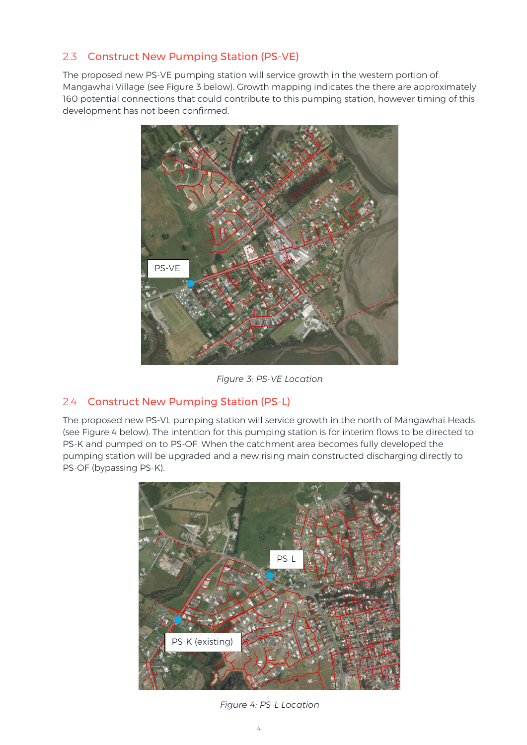## 2.3 Construct New Pumping Station (PS-VE)

The proposed new PS-VE pumping station will service growth in the western portion of Mangawhai Village (see Figure 3 below). Growth mapping indicates the there are approximately 160 potential connections that could contribute to this pumping station, however timing of this development has not been confirmed.

*Figure 3: PS-VE Location*

## 2.4 Construct New Pumping Station (PS-L)

The proposed new PS-VL pumping station will service growth in the north of Mangawhai Heads (see Figure 4 below). The intention for this pumping station is for interim flows to be directed to PS-K and pumped on to PS-OF. When the catchment area becomes fully developed the pumping station will be upgraded and a new rising main constructed discharging directly to PS-OF (bypassing PS-K).

*Figure 4: PS-L Location*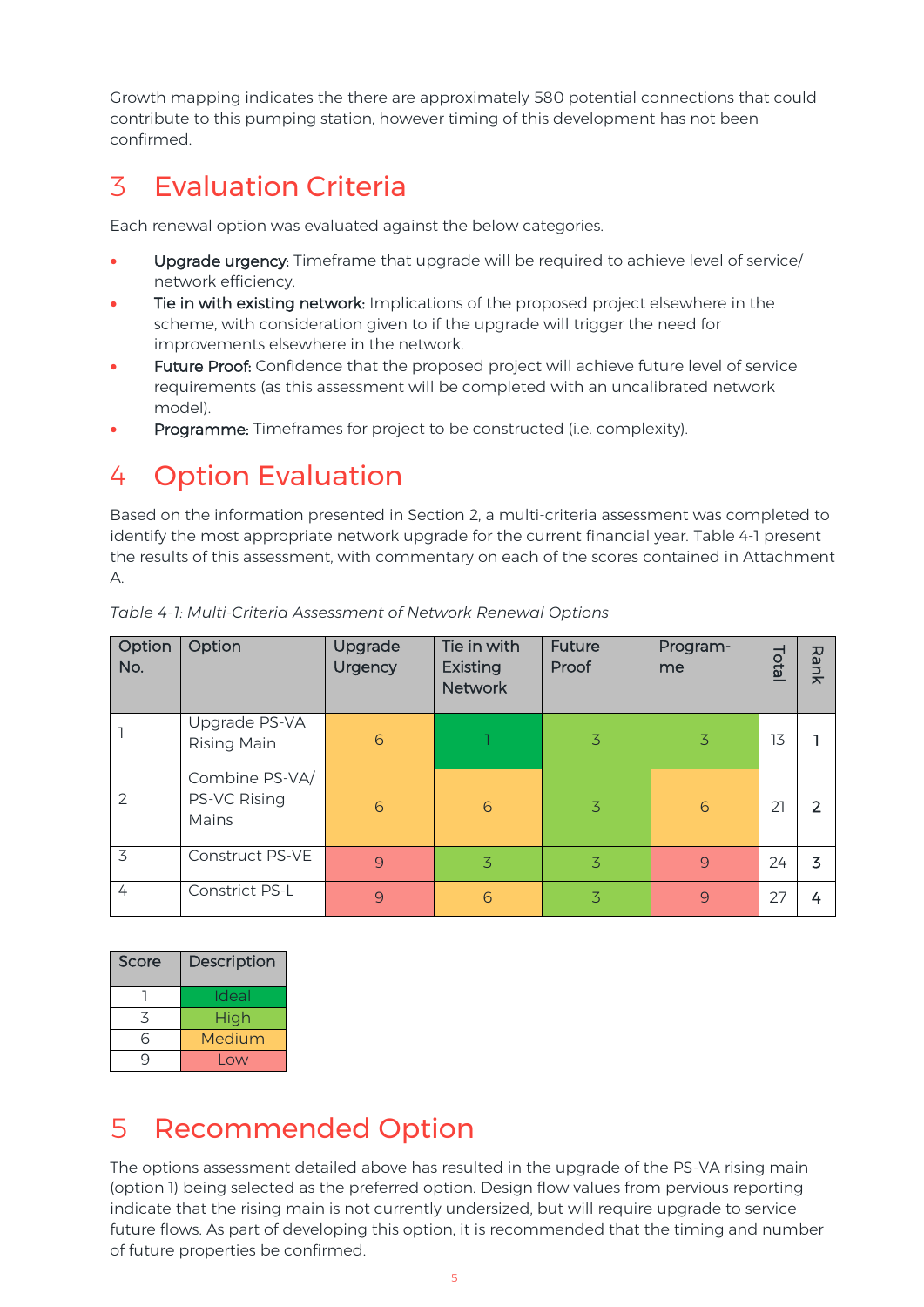Growth mapping indicates the there are approximately 580 potential connections that could contribute to this pumping station, however timing of this development has not been confirmed.

# 3 Evaluation Criteria

Each renewal option was evaluated against the below categories.

- **Upgrade urgency:** Timeframe that upgrade will be required to achieve level of service/ network efficiency.
- **Tie in with existing network:** Implications of the proposed project elsewhere in the scheme, with consideration given to if the upgrade will trigger the need for improvements elsewhere in the network.
- **Future Proof:** Confidence that the proposed project will achieve future level of service requirements (as this assessment will be completed with an uncalibrated network model).
- **Programme:** Timeframes for project to be constructed (i.e. complexity).

# 4 Option Evaluation

Based on the information presented in Section 2, a multi-criteria assessment was completed to identify the most appropriate network upgrade for the current financial year. Table 4-1 present the results of this assessment, with commentary on each of the scores contained in Attachment A.

*Table 4-1: Multi-Criteria Assessment of Network Renewal Options*

| Option No. | Option | Upgrade Urgency | Tie in with Existing Network | Future Proof | Program-me | Total | Rank |
|---|---|---|---|---|---|---|---|
| 1 | Upgrade PS-VA Rising Main | 6 | 1 | 3 | 3 | 13 | **1** |
| 2 | Combine PS-VA/ PS-VC Rising Mains | 6 | 6 | 3 | 6 | 21 | **2** |
| 3 | Construct PS-VE | 9 | 3 | 3 | 9 | 24 | **3** |
| 4 | Constrict PS-L | 9 | 6 | 3 | 9 | 27 | **4** |

| Score | Description |
|---|---|
| 1 | Ideal |
| 3 | High |
| 6 | Medium |
| 9 | Low |

# 5 Recommended Option

The options assessment detailed above has resulted in the upgrade of the PS-VA rising main (option 1) being selected as the preferred option. Design flow values from pervious reporting indicate that the rising main is not currently undersized, but will require upgrade to service future flows. As part of developing this option, it is recommended that the timing and number of future properties be confirmed.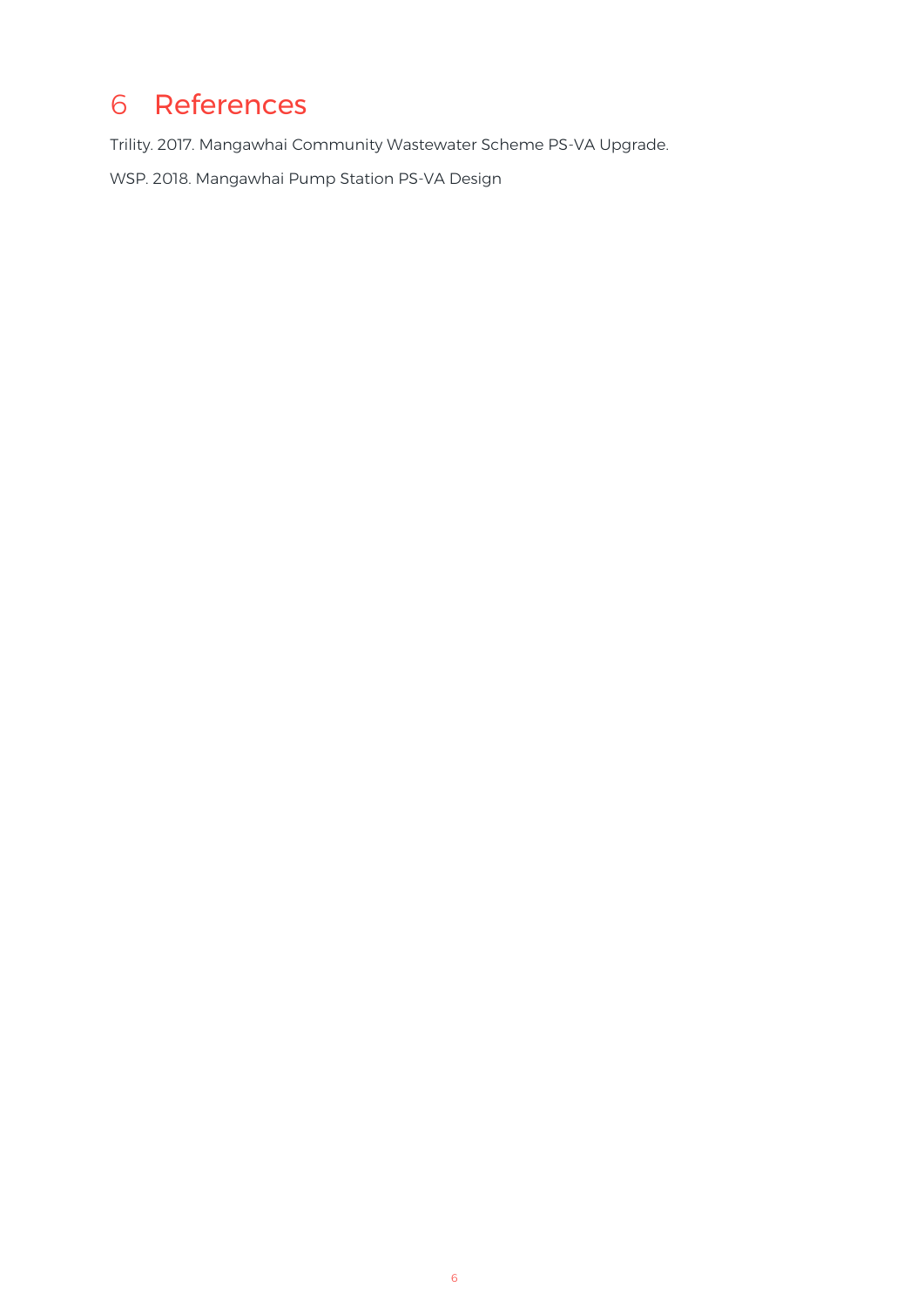# 6 References

Trility. 2017. Mangawhai Community Wastewater Scheme PS-VA Upgrade.

WSP. 2018. Mangawhai Pump Station PS-VA Design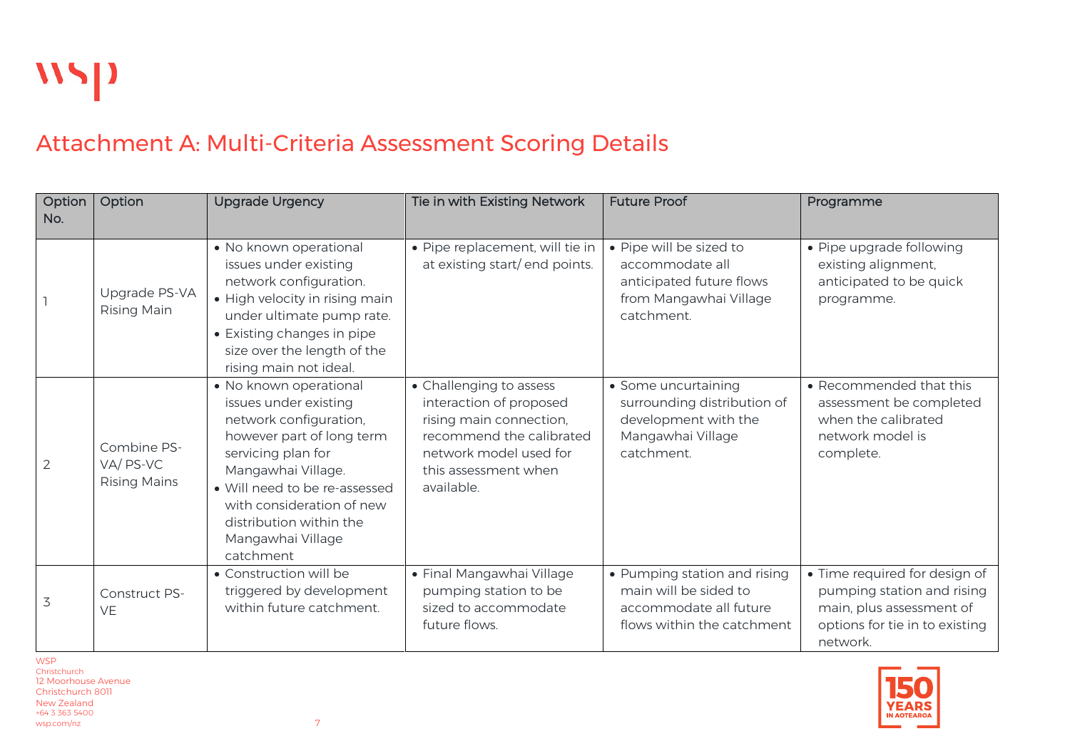# Attachment A: Multi-Criteria Assessment Scoring Details

| Option No. | Option | Upgrade Urgency | Tie in with Existing Network | Future Proof | Programme |
|---|---|---|---|---|---|
| 1 | Upgrade PS-VA Rising Main | • No known operational issues under existing network configuration.<br>• High velocity in rising main under ultimate pump rate.<br>• Existing changes in pipe size over the length of the rising main not ideal. | • Pipe replacement, will tie in at existing start/ end points. | • Pipe will be sized to accommodate all anticipated future flows from Mangawhai Village catchment. | • Pipe upgrade following existing alignment, anticipated to be quick programme. |
| 2 | Combine PS-VA/ PS-VC Rising Mains | • No known operational issues under existing network configuration, however part of long term servicing plan for Mangawhai Village.<br>• Will need to be re-assessed with consideration of new distribution within the Mangawhai Village catchment | • Challenging to assess interaction of proposed rising main connection, recommend the calibrated network model used for this assessment when available. | • Some uncurtaining surrounding distribution of development with the Mangawhai Village catchment. | • Recommended that this assessment be completed when the calibrated network model is complete. |
| 3 | Construct PS-VE | • Construction will be triggered by development within future catchment. | • Final Mangawhai Village pumping station to be sized to accommodate future flows. | • Pumping station and rising main will be sided to accommodate all future flows within the catchment | • Time required for design of pumping station and rising main, plus assessment of options for tie in to existing network. |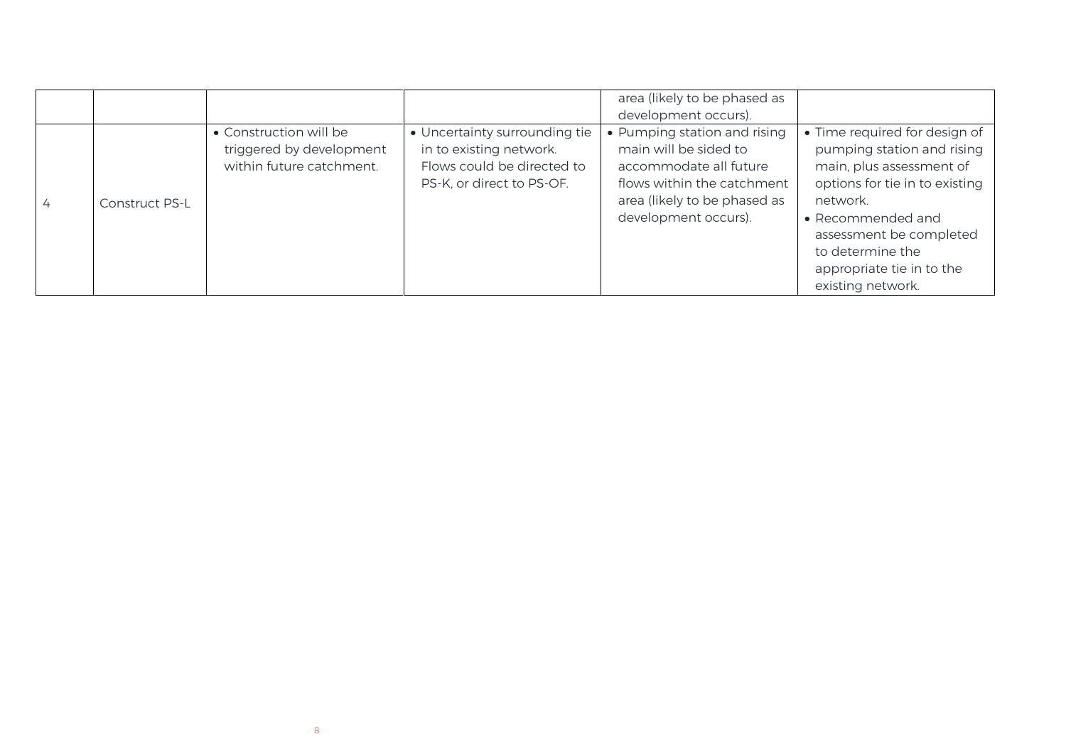| | | | | | |
|---|---|---|---|---|---|
| | | | | area (likely to be phased as development occurs). | |
| 4 | Construct PS-L | • Construction will be triggered by development within future catchment. | • Uncertainty surrounding tie in to existing network. Flows could be directed to PS-K, or direct to PS-OF. | • Pumping station and rising main will be sided to accommodate all future flows within the catchment area (likely to be phased as development occurs). | • Time required for design of pumping station and rising main, plus assessment of options for tie in to existing network.<br>• Recommended and assessment be completed to determine the appropriate tie in to the existing network. |